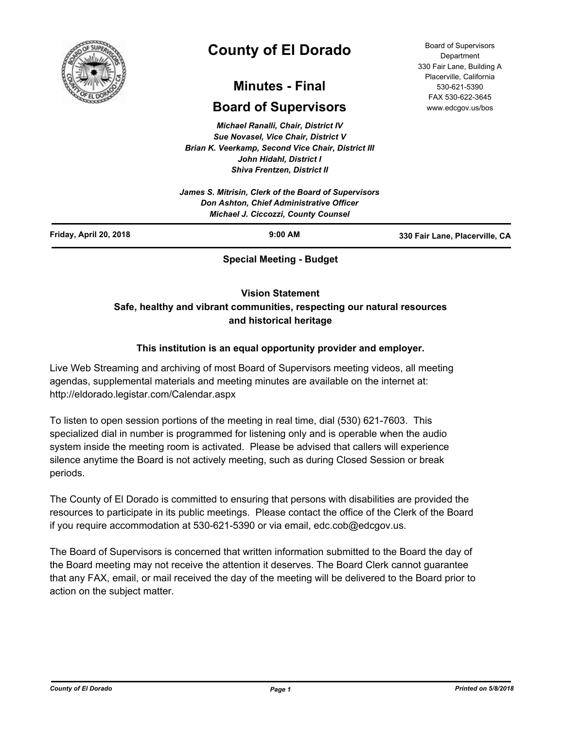# County of El Dorado

## Minutes - Final

## Board of Supervisors

Board of Supervisors Department
330 Fair Lane, Building A
Placerville, California
530-621-5390
FAX 530-622-3645
www.edcgov.us/bos

*Michael Ranalli, Chair, District IV*
*Sue Novasel, Vice Chair, District V*
*Brian K. Veerkamp, Second Vice Chair, District III*
*John Hidahl, District I*
*Shiva Frentzen, District II*

*James S. Mitrisin, Clerk of the Board of Supervisors*
*Don Ashton, Chief Administrative Officer*
*Michael J. Ciccozzi, County Counsel*

**Friday, April 20, 2018** | **9:00 AM** | **330 Fair Lane, Placerville, CA**

**Special Meeting - Budget**

**Vision Statement**
**Safe, healthy and vibrant communities, respecting our natural resources and historical heritage**

**This institution is an equal opportunity provider and employer.**

Live Web Streaming and archiving of most Board of Supervisors meeting videos, all meeting agendas, supplemental materials and meeting minutes are available on the internet at: http://eldorado.legistar.com/Calendar.aspx

To listen to open session portions of the meeting in real time, dial (530) 621-7603. This specialized dial in number is programmed for listening only and is operable when the audio system inside the meeting room is activated. Please be advised that callers will experience silence anytime the Board is not actively meeting, such as during Closed Session or break periods.

The County of El Dorado is committed to ensuring that persons with disabilities are provided the resources to participate in its public meetings. Please contact the office of the Clerk of the Board if you require accommodation at 530-621-5390 or via email, edc.cob@edcgov.us.

The Board of Supervisors is concerned that written information submitted to the Board the day of the Board meeting may not receive the attention it deserves. The Board Clerk cannot guarantee that any FAX, email, or mail received the day of the meeting will be delivered to the Board prior to action on the subject matter.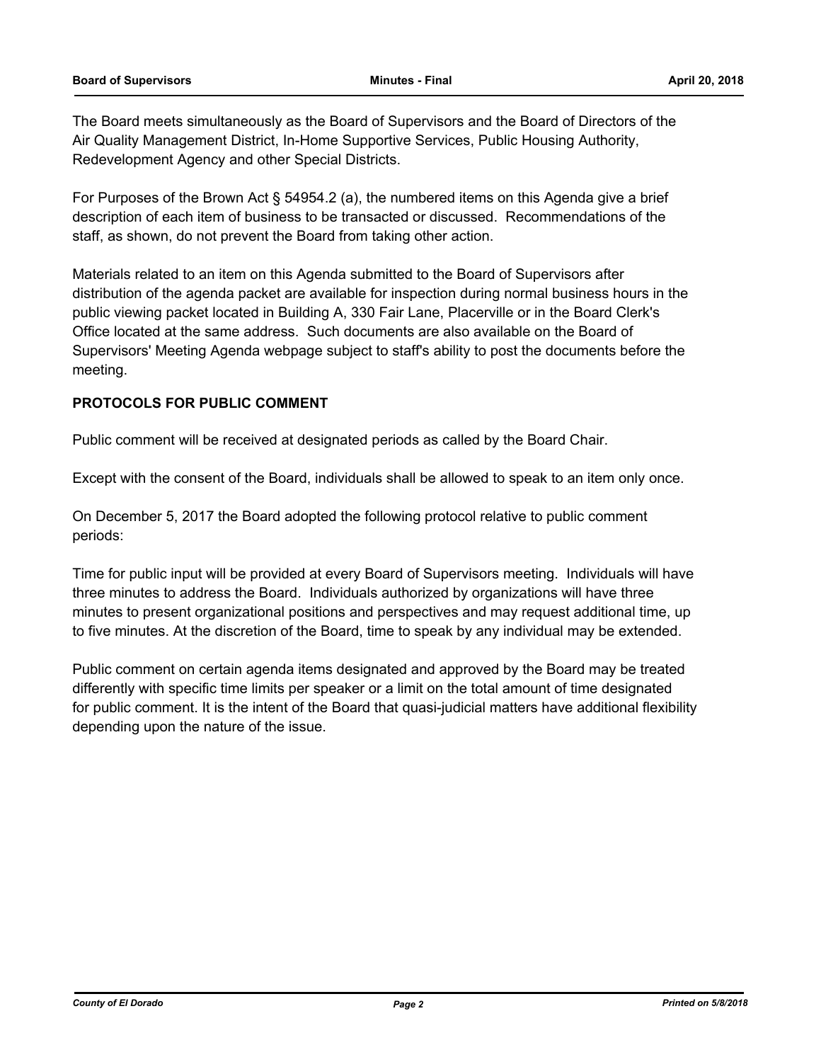The Board meets simultaneously as the Board of Supervisors and the Board of Directors of the Air Quality Management District, In-Home Supportive Services, Public Housing Authority, Redevelopment Agency and other Special Districts.

For Purposes of the Brown Act § 54954.2 (a), the numbered items on this Agenda give a brief description of each item of business to be transacted or discussed. Recommendations of the staff, as shown, do not prevent the Board from taking other action.

Materials related to an item on this Agenda submitted to the Board of Supervisors after distribution of the agenda packet are available for inspection during normal business hours in the public viewing packet located in Building A, 330 Fair Lane, Placerville or in the Board Clerk's Office located at the same address. Such documents are also available on the Board of Supervisors' Meeting Agenda webpage subject to staff's ability to post the documents before the meeting.

**PROTOCOLS FOR PUBLIC COMMENT**

Public comment will be received at designated periods as called by the Board Chair.

Except with the consent of the Board, individuals shall be allowed to speak to an item only once.

On December 5, 2017 the Board adopted the following protocol relative to public comment periods:

Time for public input will be provided at every Board of Supervisors meeting. Individuals will have three minutes to address the Board. Individuals authorized by organizations will have three minutes to present organizational positions and perspectives and may request additional time, up to five minutes. At the discretion of the Board, time to speak by any individual may be extended.

Public comment on certain agenda items designated and approved by the Board may be treated differently with specific time limits per speaker or a limit on the total amount of time designated for public comment. It is the intent of the Board that quasi-judicial matters have additional flexibility depending upon the nature of the issue.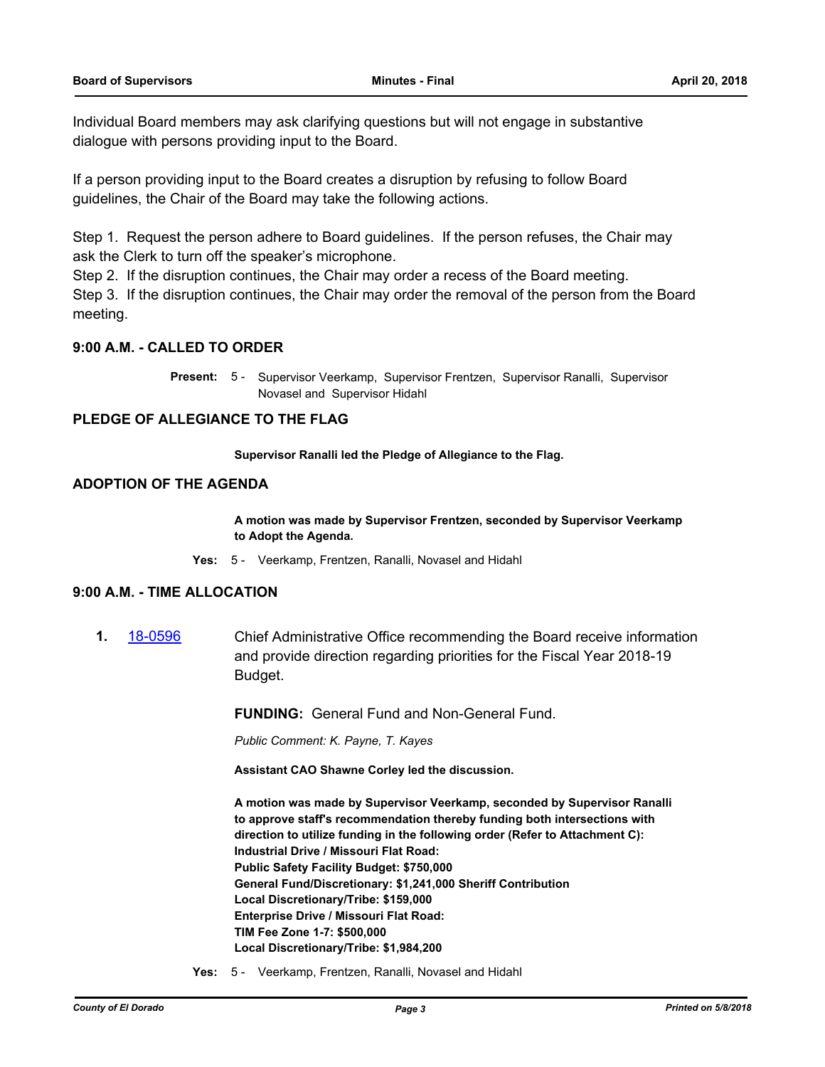Individual Board members may ask clarifying questions but will not engage in substantive dialogue with persons providing input to the Board.

If a person providing input to the Board creates a disruption by refusing to follow Board guidelines, the Chair of the Board may take the following actions.

Step 1. Request the person adhere to Board guidelines. If the person refuses, the Chair may ask the Clerk to turn off the speaker's microphone.
Step 2. If the disruption continues, the Chair may order a recess of the Board meeting.
Step 3. If the disruption continues, the Chair may order the removal of the person from the Board meeting.

## 9:00 A.M. - CALLED TO ORDER

**Present:** 5 - Supervisor Veerkamp, Supervisor Frentzen, Supervisor Ranalli, Supervisor Novasel and Supervisor Hidahl

## PLEDGE OF ALLEGIANCE TO THE FLAG

**Supervisor Ranalli led the Pledge of Allegiance to the Flag.**

## ADOPTION OF THE AGENDA

**A motion was made by Supervisor Frentzen, seconded by Supervisor Veerkamp to Adopt the Agenda.**

**Yes:** 5 - Veerkamp, Frentzen, Ranalli, Novasel and Hidahl

## 9:00 A.M. - TIME ALLOCATION

**1.** 18-0596 Chief Administrative Office recommending the Board receive information and provide direction regarding priorities for the Fiscal Year 2018-19 Budget.

**FUNDING:** General Fund and Non-General Fund.

*Public Comment: K. Payne, T. Kayes*

**Assistant CAO Shawne Corley led the discussion.**

**A motion was made by Supervisor Veerkamp, seconded by Supervisor Ranalli to approve staff's recommendation thereby funding both intersections with direction to utilize funding in the following order (Refer to Attachment C):**
**Industrial Drive / Missouri Flat Road:**
**Public Safety Facility Budget: $750,000**
**General Fund/Discretionary: $1,241,000 Sheriff Contribution**
**Local Discretionary/Tribe: $159,000**
**Enterprise Drive / Missouri Flat Road:**
**TIM Fee Zone 1-7: $500,000**
**Local Discretionary/Tribe: $1,984,200**

**Yes:** 5 - Veerkamp, Frentzen, Ranalli, Novasel and Hidahl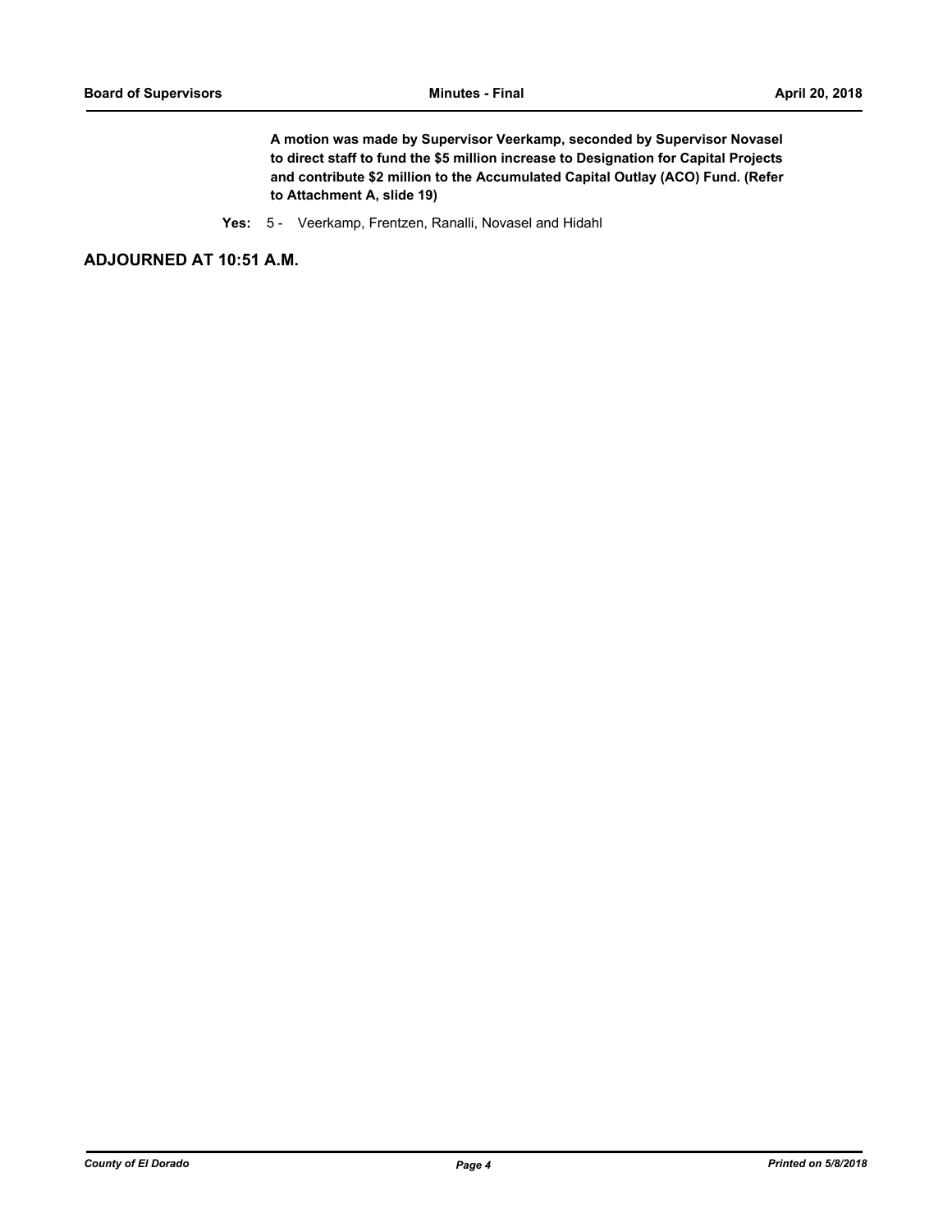**A motion was made by Supervisor Veerkamp, seconded by Supervisor Novasel to direct staff to fund the $5 million increase to Designation for Capital Projects and contribute $2 million to the Accumulated Capital Outlay (ACO) Fund. (Refer to Attachment A, slide 19)**

**Yes:** 5 - Veerkamp, Frentzen, Ranalli, Novasel and Hidahl

## ADJOURNED AT 10:51 A.M.